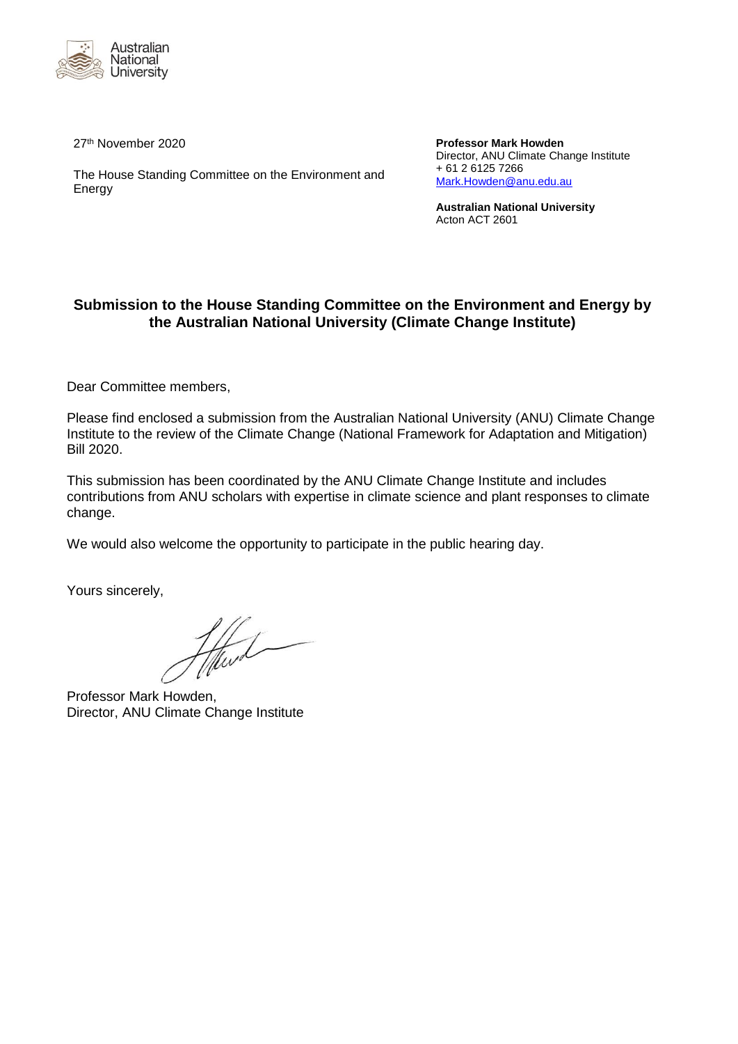27th November 2020

The House Standing Committee on the Environment and Energy

**Professor Mark Howden**
Director, ANU Climate Change Institute
+ 61 2 6125 7266
Mark.Howden@anu.edu.au

**Australian National University**
Acton ACT 2601

## Submission to the House Standing Committee on the Environment and Energy by the Australian National University (Climate Change Institute)

Dear Committee members,

Please find enclosed a submission from the Australian National University (ANU) Climate Change Institute to the review of the Climate Change (National Framework for Adaptation and Mitigation) Bill 2020.

This submission has been coordinated by the ANU Climate Change Institute and includes contributions from ANU scholars with expertise in climate science and plant responses to climate change.

We would also welcome the opportunity to participate in the public hearing day.

Yours sincerely,

Professor Mark Howden,
Director, ANU Climate Change Institute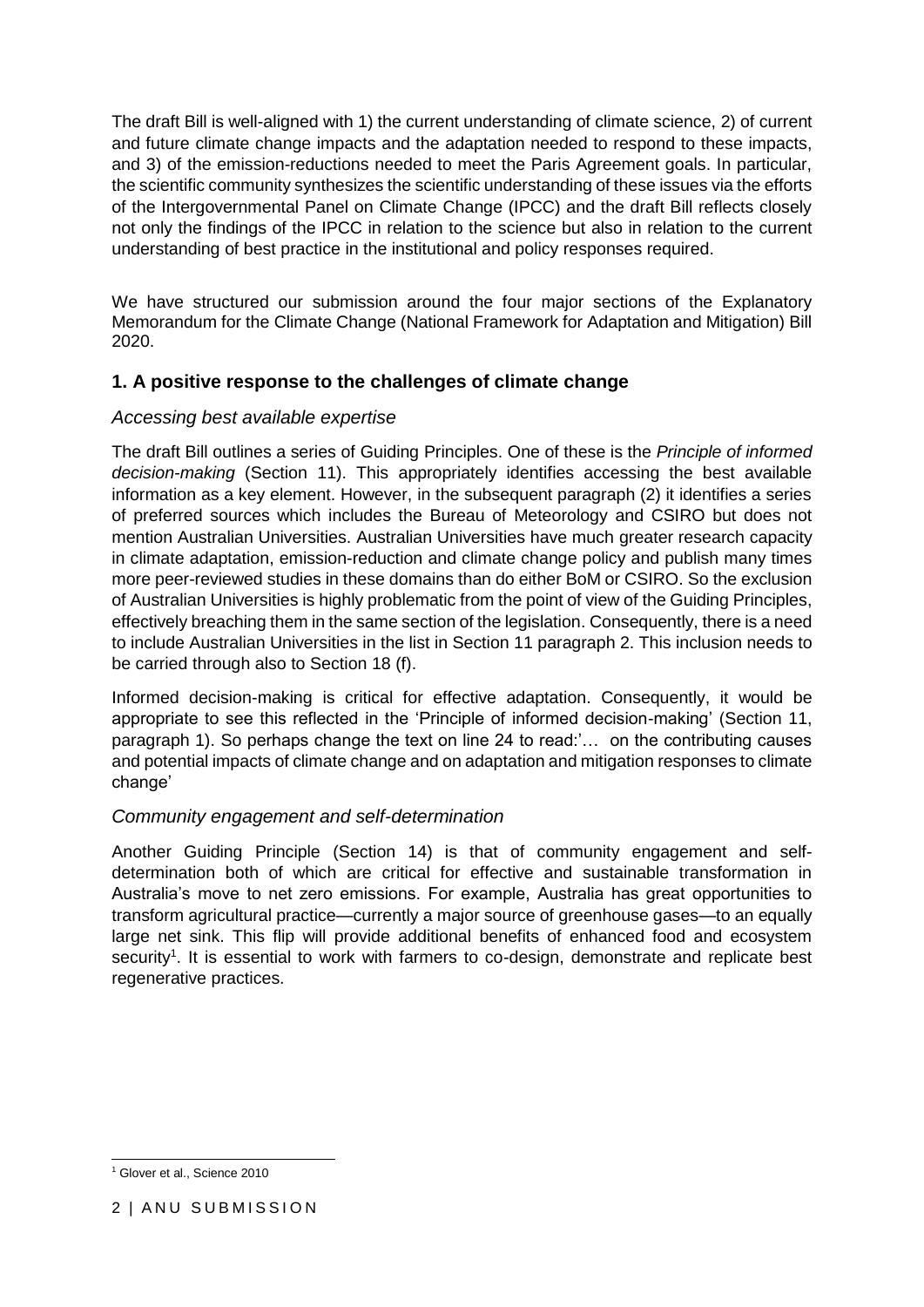The draft Bill is well-aligned with 1) the current understanding of climate science, 2) of current and future climate change impacts and the adaptation needed to respond to these impacts, and 3) of the emission-reductions needed to meet the Paris Agreement goals. In particular, the scientific community synthesizes the scientific understanding of these issues via the efforts of the Intergovernmental Panel on Climate Change (IPCC) and the draft Bill reflects closely not only the findings of the IPCC in relation to the science but also in relation to the current understanding of best practice in the institutional and policy responses required.

We have structured our submission around the four major sections of the Explanatory Memorandum for the Climate Change (National Framework for Adaptation and Mitigation) Bill 2020.

## 1. A positive response to the challenges of climate change

### *Accessing best available expertise*

The draft Bill outlines a series of Guiding Principles. One of these is the *Principle of informed decision-making* (Section 11). This appropriately identifies accessing the best available information as a key element. However, in the subsequent paragraph (2) it identifies a series of preferred sources which includes the Bureau of Meteorology and CSIRO but does not mention Australian Universities. Australian Universities have much greater research capacity in climate adaptation, emission-reduction and climate change policy and publish many times more peer-reviewed studies in these domains than do either BoM or CSIRO. So the exclusion of Australian Universities is highly problematic from the point of view of the Guiding Principles, effectively breaching them in the same section of the legislation. Consequently, there is a need to include Australian Universities in the list in Section 11 paragraph 2. This inclusion needs to be carried through also to Section 18 (f).

Informed decision-making is critical for effective adaptation. Consequently, it would be appropriate to see this reflected in the 'Principle of informed decision-making' (Section 11, paragraph 1). So perhaps change the text on line 24 to read:'… on the contributing causes and potential impacts of climate change and on adaptation and mitigation responses to climate change'

### *Community engagement and self-determination*

Another Guiding Principle (Section 14) is that of community engagement and self-determination both of which are critical for effective and sustainable transformation in Australia's move to net zero emissions. For example, Australia has great opportunities to transform agricultural practice—currently a major source of greenhouse gases—to an equally large net sink. This flip will provide additional benefits of enhanced food and ecosystem security[1]. It is essential to work with farmers to co-design, demonstrate and replicate best regenerative practices.

[1] Glover et al., Science 2010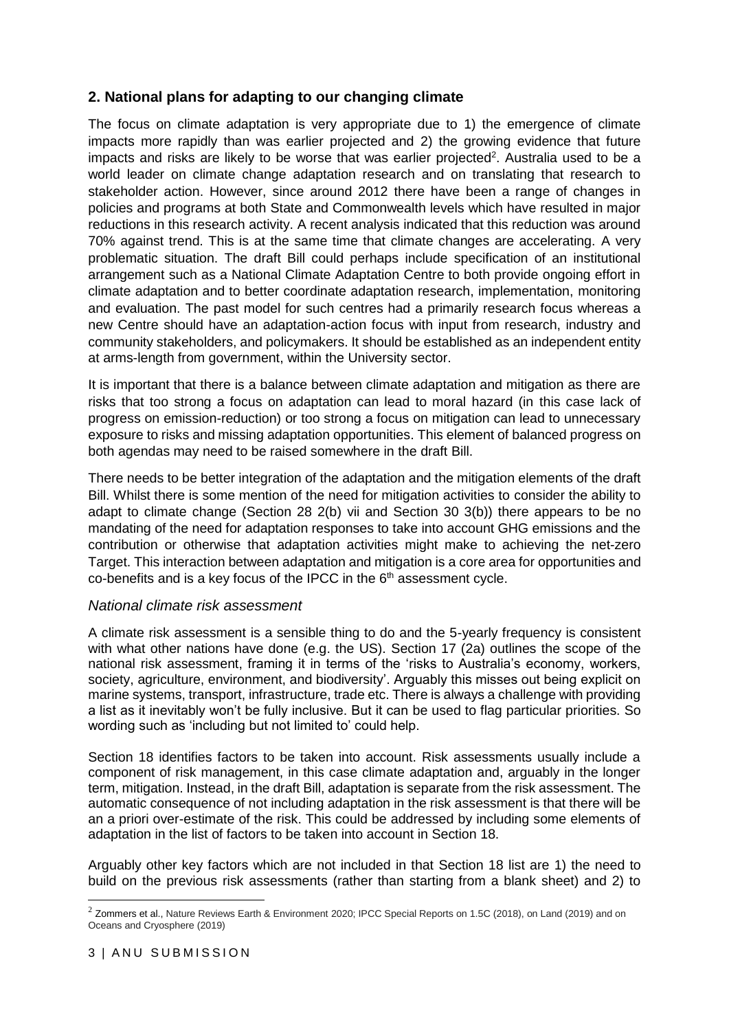## 2. National plans for adapting to our changing climate

The focus on climate adaptation is very appropriate due to 1) the emergence of climate impacts more rapidly than was earlier projected and 2) the growing evidence that future impacts and risks are likely to be worse that was earlier projected[2]. Australia used to be a world leader on climate change adaptation research and on translating that research to stakeholder action. However, since around 2012 there have been a range of changes in policies and programs at both State and Commonwealth levels which have resulted in major reductions in this research activity. A recent analysis indicated that this reduction was around 70% against trend. This is at the same time that climate changes are accelerating. A very problematic situation. The draft Bill could perhaps include specification of an institutional arrangement such as a National Climate Adaptation Centre to both provide ongoing effort in climate adaptation and to better coordinate adaptation research, implementation, monitoring and evaluation. The past model for such centres had a primarily research focus whereas a new Centre should have an adaptation-action focus with input from research, industry and community stakeholders, and policymakers. It should be established as an independent entity at arms-length from government, within the University sector.

It is important that there is a balance between climate adaptation and mitigation as there are risks that too strong a focus on adaptation can lead to moral hazard (in this case lack of progress on emission-reduction) or too strong a focus on mitigation can lead to unnecessary exposure to risks and missing adaptation opportunities. This element of balanced progress on both agendas may need to be raised somewhere in the draft Bill.

There needs to be better integration of the adaptation and the mitigation elements of the draft Bill. Whilst there is some mention of the need for mitigation activities to consider the ability to adapt to climate change (Section 28 2(b) vii and Section 30 3(b)) there appears to be no mandating of the need for adaptation responses to take into account GHG emissions and the contribution or otherwise that adaptation activities might make to achieving the net-zero Target. This interaction between adaptation and mitigation is a core area for opportunities and co-benefits and is a key focus of the IPCC in the 6th assessment cycle.

### *National climate risk assessment*

A climate risk assessment is a sensible thing to do and the 5-yearly frequency is consistent with what other nations have done (e.g. the US). Section 17 (2a) outlines the scope of the national risk assessment, framing it in terms of the 'risks to Australia's economy, workers, society, agriculture, environment, and biodiversity'. Arguably this misses out being explicit on marine systems, transport, infrastructure, trade etc. There is always a challenge with providing a list as it inevitably won't be fully inclusive. But it can be used to flag particular priorities. So wording such as 'including but not limited to' could help.

Section 18 identifies factors to be taken into account. Risk assessments usually include a component of risk management, in this case climate adaptation and, arguably in the longer term, mitigation. Instead, in the draft Bill, adaptation is separate from the risk assessment. The automatic consequence of not including adaptation in the risk assessment is that there will be an a priori over-estimate of the risk. This could be addressed by including some elements of adaptation in the list of factors to be taken into account in Section 18.

Arguably other key factors which are not included in that Section 18 list are 1) the need to build on the previous risk assessments (rather than starting from a blank sheet) and 2) to

[2] Zommers et al., Nature Reviews Earth & Environment 2020; IPCC Special Reports on 1.5C (2018), on Land (2019) and on Oceans and Cryosphere (2019)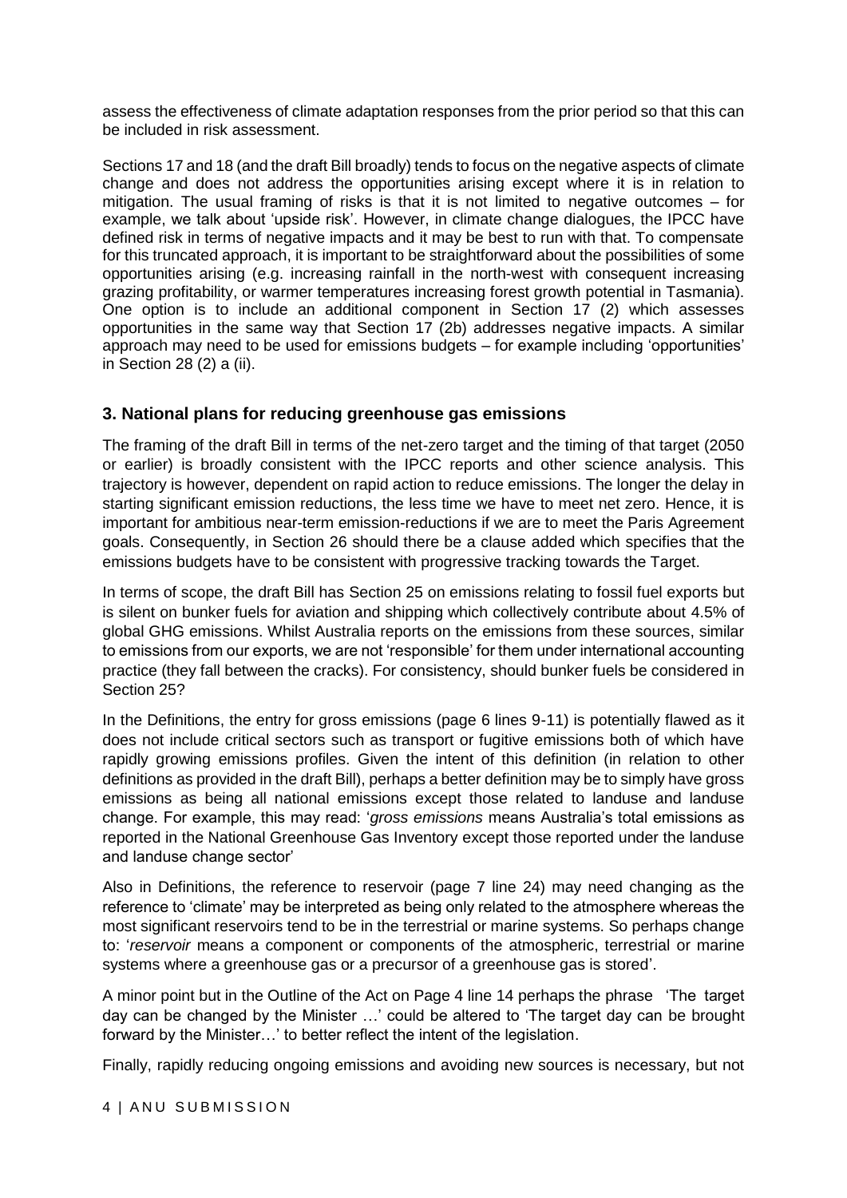assess the effectiveness of climate adaptation responses from the prior period so that this can be included in risk assessment.

Sections 17 and 18 (and the draft Bill broadly) tends to focus on the negative aspects of climate change and does not address the opportunities arising except where it is in relation to mitigation. The usual framing of risks is that it is not limited to negative outcomes – for example, we talk about 'upside risk'. However, in climate change dialogues, the IPCC have defined risk in terms of negative impacts and it may be best to run with that. To compensate for this truncated approach, it is important to be straightforward about the possibilities of some opportunities arising (e.g. increasing rainfall in the north-west with consequent increasing grazing profitability, or warmer temperatures increasing forest growth potential in Tasmania). One option is to include an additional component in Section 17 (2) which assesses opportunities in the same way that Section 17 (2b) addresses negative impacts. A similar approach may need to be used for emissions budgets – for example including 'opportunities' in Section 28 (2) a (ii).

## 3. National plans for reducing greenhouse gas emissions

The framing of the draft Bill in terms of the net-zero target and the timing of that target (2050 or earlier) is broadly consistent with the IPCC reports and other science analysis. This trajectory is however, dependent on rapid action to reduce emissions. The longer the delay in starting significant emission reductions, the less time we have to meet net zero. Hence, it is important for ambitious near-term emission-reductions if we are to meet the Paris Agreement goals. Consequently, in Section 26 should there be a clause added which specifies that the emissions budgets have to be consistent with progressive tracking towards the Target.

In terms of scope, the draft Bill has Section 25 on emissions relating to fossil fuel exports but is silent on bunker fuels for aviation and shipping which collectively contribute about 4.5% of global GHG emissions. Whilst Australia reports on the emissions from these sources, similar to emissions from our exports, we are not 'responsible' for them under international accounting practice (they fall between the cracks). For consistency, should bunker fuels be considered in Section 25?

In the Definitions, the entry for gross emissions (page 6 lines 9-11) is potentially flawed as it does not include critical sectors such as transport or fugitive emissions both of which have rapidly growing emissions profiles. Given the intent of this definition (in relation to other definitions as provided in the draft Bill), perhaps a better definition may be to simply have gross emissions as being all national emissions except those related to landuse and landuse change. For example, this may read: '*gross emissions* means Australia's total emissions as reported in the National Greenhouse Gas Inventory except those reported under the landuse and landuse change sector'

Also in Definitions, the reference to reservoir (page 7 line 24) may need changing as the reference to 'climate' may be interpreted as being only related to the atmosphere whereas the most significant reservoirs tend to be in the terrestrial or marine systems. So perhaps change to: '*reservoir* means a component or components of the atmospheric, terrestrial or marine systems where a greenhouse gas or a precursor of a greenhouse gas is stored'.

A minor point but in the Outline of the Act on Page 4 line 14 perhaps the phrase 'The target day can be changed by the Minister …' could be altered to 'The target day can be brought forward by the Minister…' to better reflect the intent of the legislation.

Finally, rapidly reducing ongoing emissions and avoiding new sources is necessary, but not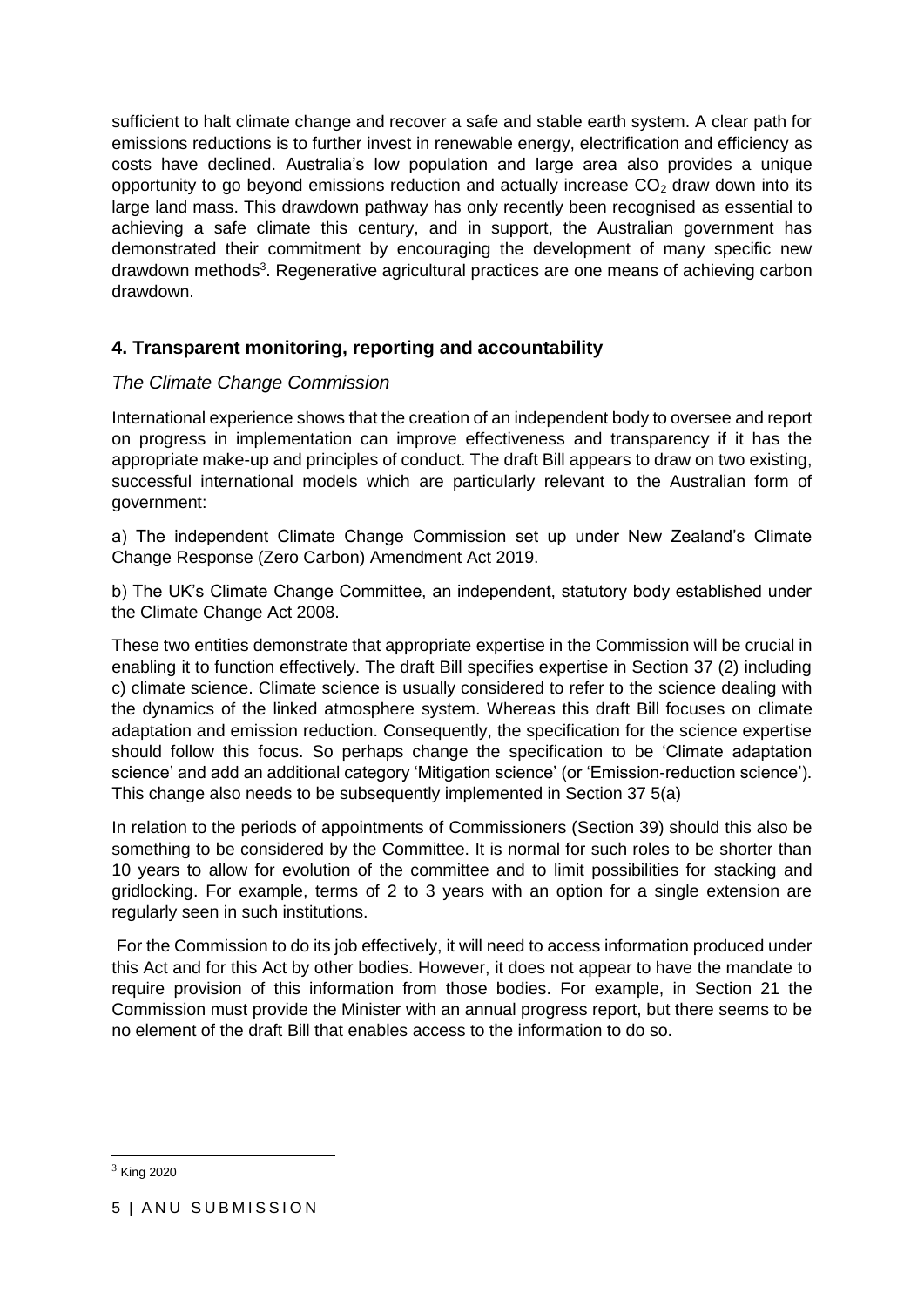sufficient to halt climate change and recover a safe and stable earth system. A clear path for emissions reductions is to further invest in renewable energy, electrification and efficiency as costs have declined. Australia's low population and large area also provides a unique opportunity to go beyond emissions reduction and actually increase $CO_2$ draw down into its large land mass. This drawdown pathway has only recently been recognised as essential to achieving a safe climate this century, and in support, the Australian government has demonstrated their commitment by encouraging the development of many specific new drawdown methods[3]. Regenerative agricultural practices are one means of achieving carbon drawdown.

## 4. Transparent monitoring, reporting and accountability

### *The Climate Change Commission*

International experience shows that the creation of an independent body to oversee and report on progress in implementation can improve effectiveness and transparency if it has the appropriate make-up and principles of conduct. The draft Bill appears to draw on two existing, successful international models which are particularly relevant to the Australian form of government:

a) The independent Climate Change Commission set up under New Zealand's Climate Change Response (Zero Carbon) Amendment Act 2019.

b) The UK's Climate Change Committee, an independent, statutory body established under the Climate Change Act 2008.

These two entities demonstrate that appropriate expertise in the Commission will be crucial in enabling it to function effectively. The draft Bill specifies expertise in Section 37 (2) including c) climate science. Climate science is usually considered to refer to the science dealing with the dynamics of the linked atmosphere system. Whereas this draft Bill focuses on climate adaptation and emission reduction. Consequently, the specification for the science expertise should follow this focus. So perhaps change the specification to be 'Climate adaptation science' and add an additional category 'Mitigation science' (or 'Emission-reduction science'). This change also needs to be subsequently implemented in Section 37 5(a)

In relation to the periods of appointments of Commissioners (Section 39) should this also be something to be considered by the Committee. It is normal for such roles to be shorter than 10 years to allow for evolution of the committee and to limit possibilities for stacking and gridlocking. For example, terms of 2 to 3 years with an option for a single extension are regularly seen in such institutions.

For the Commission to do its job effectively, it will need to access information produced under this Act and for this Act by other bodies. However, it does not appear to have the mandate to require provision of this information from those bodies. For example, in Section 21 the Commission must provide the Minister with an annual progress report, but there seems to be no element of the draft Bill that enables access to the information to do so.

---

[3] King 2020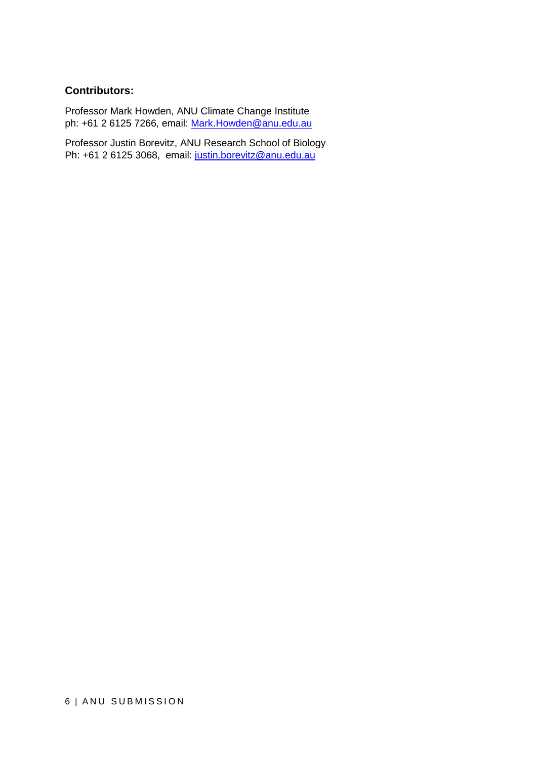**Contributors:**

Professor Mark Howden, ANU Climate Change Institute
ph: +61 2 6125 7266, email: Mark.Howden@anu.edu.au

Professor Justin Borevitz, ANU Research School of Biology
Ph: +61 2 6125 3068, email: justin.borevitz@anu.edu.au